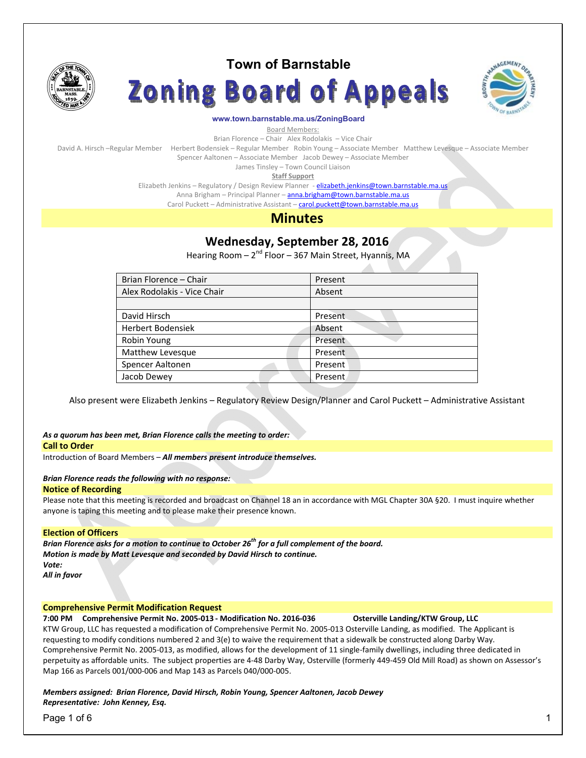# Town of Barnstable

# Zoning Board of Appeals

**www.town.barnstable.ma.us/ZoningBoard**

Board Members:

Brian Florence – Chair   Alex Rodolakis – Vice Chair

David A. Hirsch –Regular Member   Herbert Bodensiek – Regular Member   Robin Young – Associate Member   Matthew Levesque – Associate Member

Spencer Aaltonen – Associate Member   Jacob Dewey – Associate Member

James Tinsley – Town Council Liaison

**Staff Support**

Elizabeth Jenkins – Regulatory / Design Review Planner - elizabeth.jenkins@town.barnstable.ma.us

Anna Brigham – Principal Planner – anna.brigham@town.barnstable.ma.us

Carol Puckett – Administrative Assistant – carol.puckett@town.barnstable.ma.us

## Minutes

## Wednesday, September 28, 2016

Hearing Room – 2nd Floor – 367 Main Street, Hyannis, MA

| Brian Florence – Chair | Present |
|---|---|
| Alex Rodolakis - Vice Chair | Absent |
| | |
| David Hirsch | Present |
| Herbert Bodensiek | Absent |
| Robin Young | Present |
| Matthew Levesque | Present |
| Spencer Aaltonen | Present |
| Jacob Dewey | Present |

Also present were Elizabeth Jenkins – Regulatory Review Design/Planner and Carol Puckett – Administrative Assistant

***As a quorum has been met, Brian Florence calls the meeting to order:***

### Call to Order

Introduction of Board Members – ***All members present introduce themselves.***

***Brian Florence reads the following with no response:***

### Notice of Recording

Please note that this meeting is recorded and broadcast on Channel 18 an in accordance with MGL Chapter 30A §20. I must inquire whether anyone is taping this meeting and to please make their presence known.

### Election of Officers

***Brian Florence asks for a motion to continue to October 26th for a full complement of the board.***
***Motion is made by Matt Levesque and seconded by David Hirsch to continue.***
***Vote:***
***All in favor***

### Comprehensive Permit Modification Request

**7:00 PM   Comprehensive Permit No. 2005-013 - Modification No. 2016-036   Osterville Landing/KTW Group, LLC**

KTW Group, LLC has requested a modification of Comprehensive Permit No. 2005-013 Osterville Landing, as modified. The Applicant is requesting to modify conditions numbered 2 and 3(e) to waive the requirement that a sidewalk be constructed along Darby Way. Comprehensive Permit No. 2005-013, as modified, allows for the development of 11 single-family dwellings, including three dedicated in perpetuity as affordable units. The subject properties are 4-48 Darby Way, Osterville (formerly 449-459 Old Mill Road) as shown on Assessor's Map 166 as Parcels 001/000-006 and Map 143 as Parcels 040/000-005.

***Members assigned: Brian Florence, David Hirsch, Robin Young, Spencer Aaltonen, Jacob Dewey***
***Representative: John Kenney, Esq.***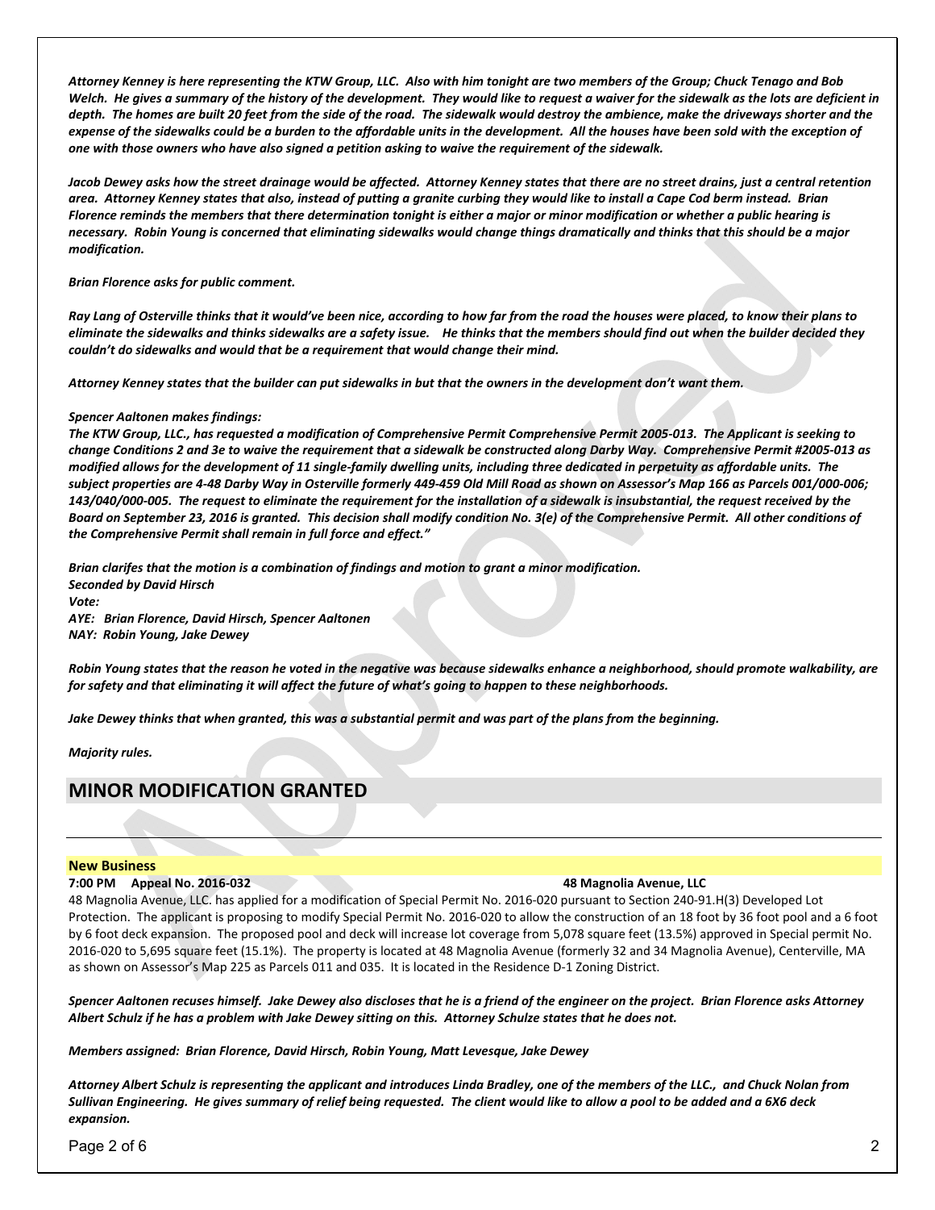*Attorney Kenney is here representing the KTW Group, LLC. Also with him tonight are two members of the Group; Chuck Tenago and Bob Welch. He gives a summary of the history of the development. They would like to request a waiver for the sidewalk as the lots are deficient in depth. The homes are built 20 feet from the side of the road. The sidewalk would destroy the ambience, make the driveways shorter and the expense of the sidewalks could be a burden to the affordable units in the development. All the houses have been sold with the exception of one with those owners who have also signed a petition asking to waive the requirement of the sidewalk.*

*Jacob Dewey asks how the street drainage would be affected. Attorney Kenney states that there are no street drains, just a central retention area. Attorney Kenney states that also, instead of putting a granite curbing they would like to install a Cape Cod berm instead. Brian Florence reminds the members that there determination tonight is either a major or minor modification or whether a public hearing is necessary. Robin Young is concerned that eliminating sidewalks would change things dramatically and thinks that this should be a major modification.*

*Brian Florence asks for public comment.*

*Ray Lang of Osterville thinks that it would've been nice, according to how far from the road the houses were placed, to know their plans to eliminate the sidewalks and thinks sidewalks are a safety issue. He thinks that the members should find out when the builder decided they couldn't do sidewalks and would that be a requirement that would change their mind.*

*Attorney Kenney states that the builder can put sidewalks in but that the owners in the development don't want them.*

*Spencer Aaltonen makes findings:*
*The KTW Group, LLC., has requested a modification of Comprehensive Permit Comprehensive Permit 2005-013. The Applicant is seeking to change Conditions 2 and 3e to waive the requirement that a sidewalk be constructed along Darby Way. Comprehensive Permit #2005-013 as modified allows for the development of 11 single-family dwelling units, including three dedicated in perpetuity as affordable units. The subject properties are 4-48 Darby Way in Osterville formerly 449-459 Old Mill Road as shown on Assessor's Map 166 as Parcels 001/000-006; 143/040/000-005. The request to eliminate the requirement for the installation of a sidewalk is insubstantial, the request received by the Board on September 23, 2016 is granted. This decision shall modify condition No. 3(e) of the Comprehensive Permit. All other conditions of the Comprehensive Permit shall remain in full force and effect."*

*Brian clarifes that the motion is a combination of findings and motion to grant a minor modification.*
*Seconded by David Hirsch*
*Vote:*
*AYE: Brian Florence, David Hirsch, Spencer Aaltonen*
*NAY: Robin Young, Jake Dewey*

*Robin Young states that the reason he voted in the negative was because sidewalks enhance a neighborhood, should promote walkability, are for safety and that eliminating it will affect the future of what's going to happen to these neighborhoods.*

*Jake Dewey thinks that when granted, this was a substantial permit and was part of the plans from the beginning.*

*Majority rules.*

## MINOR MODIFICATION GRANTED

---

**New Business**

**7:00 PM Appeal No. 2016-032** **48 Magnolia Avenue, LLC**

48 Magnolia Avenue, LLC. has applied for a modification of Special Permit No. 2016-020 pursuant to Section 240-91.H(3) Developed Lot Protection. The applicant is proposing to modify Special Permit No. 2016-020 to allow the construction of an 18 foot by 36 foot pool and a 6 foot by 6 foot deck expansion. The proposed pool and deck will increase lot coverage from 5,078 square feet (13.5%) approved in Special permit No. 2016-020 to 5,695 square feet (15.1%). The property is located at 48 Magnolia Avenue (formerly 32 and 34 Magnolia Avenue), Centerville, MA as shown on Assessor's Map 225 as Parcels 011 and 035. It is located in the Residence D-1 Zoning District.

*Spencer Aaltonen recuses himself. Jake Dewey also discloses that he is a friend of the engineer on the project. Brian Florence asks Attorney Albert Schulz if he has a problem with Jake Dewey sitting on this. Attorney Schulze states that he does not.*

*Members assigned: Brian Florence, David Hirsch, Robin Young, Matt Levesque, Jake Dewey*

*Attorney Albert Schulz is representing the applicant and introduces Linda Bradley, one of the members of the LLC., and Chuck Nolan from Sullivan Engineering. He gives summary of relief being requested. The client would like to allow a pool to be added and a 6X6 deck expansion.*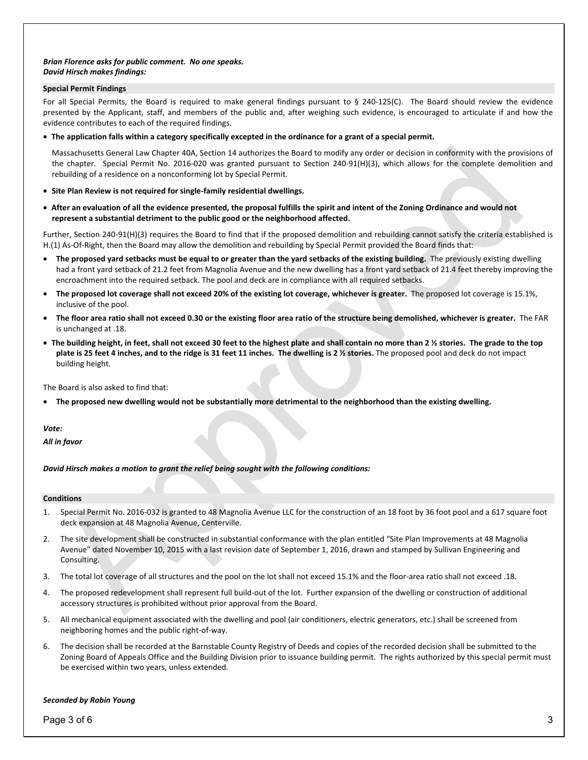***Brian Florence asks for public comment. No one speaks.***
***David Hirsch makes findings:***

**Special Permit Findings**

For all Special Permits, the Board is required to make general findings pursuant to § 240-125(C). The Board should review the evidence presented by the Applicant, staff, and members of the public and, after weighing such evidence, is encouraged to articulate if and how the evidence contributes to each of the required findings.

- **The application falls within a category specifically excepted in the ordinance for a grant of a special permit.**

  Massachusetts General Law Chapter 40A, Section 14 authorizes the Board to modify any order or decision in conformity with the provisions of the chapter. Special Permit No. 2016-020 was granted pursuant to Section 240-91(H)(3), which allows for the complete demolition and rebuilding of a residence on a nonconforming lot by Special Permit.

- **Site Plan Review is not required for single-family residential dwellings.**
- **After an evaluation of all the evidence presented, the proposal fulfills the spirit and intent of the Zoning Ordinance and would not represent a substantial detriment to the public good or the neighborhood affected.**

Further, Section 240-91(H)(3) requires the Board to find that if the proposed demolition and rebuilding cannot satisfy the criteria established is H.(1) As-Of-Right, then the Board may allow the demolition and rebuilding by Special Permit provided the Board finds that:

- **The proposed yard setbacks must be equal to or greater than the yard setbacks of the existing building.** The previously existing dwelling had a front yard setback of 21.2 feet from Magnolia Avenue and the new dwelling has a front yard setback of 21.4 feet thereby improving the encroachment into the required setback. The pool and deck are in compliance with all required setbacks.
- **The proposed lot coverage shall not exceed 20% of the existing lot coverage, whichever is greater.** The proposed lot coverage is 15.1%, inclusive of the pool.
- **The floor area ratio shall not exceed 0.30 or the existing floor area ratio of the structure being demolished, whichever is greater.** The FAR is unchanged at .18.
- **The building height, in feet, shall not exceed 30 feet to the highest plate and shall contain no more than 2 ½ stories. The grade to the top plate is 25 feet 4 inches, and to the ridge is 31 feet 11 inches. The dwelling is 2 ½ stories.** The proposed pool and deck do not impact building height.

The Board is also asked to find that:

- **The proposed new dwelling would not be substantially more detrimental to the neighborhood than the existing dwelling.**

***Vote:***

***All in favor***

***David Hirsch makes a motion to grant the relief being sought with the following conditions:***

**Conditions**

1. Special Permit No. 2016-032 is granted to 48 Magnolia Avenue LLC for the construction of an 18 foot by 36 foot pool and a 617 square foot deck expansion at 48 Magnolia Avenue, Centerville.
2. The site development shall be constructed in substantial conformance with the plan entitled "Site Plan Improvements at 48 Magnolia Avenue" dated November 10, 2015 with a last revision date of September 1, 2016, drawn and stamped by Sullivan Engineering and Consulting.
3. The total lot coverage of all structures and the pool on the lot shall not exceed 15.1% and the floor-area ratio shall not exceed .18.
4. The proposed redevelopment shall represent full build-out of the lot. Further expansion of the dwelling or construction of additional accessory structures is prohibited without prior approval from the Board.
5. All mechanical equipment associated with the dwelling and pool (air conditioners, electric generators, etc.) shall be screened from neighboring homes and the public right-of-way.
6. The decision shall be recorded at the Barnstable County Registry of Deeds and copies of the recorded decision shall be submitted to the Zoning Board of Appeals Office and the Building Division prior to issuance building permit. The rights authorized by this special permit must be exercised within two years, unless extended.

***Seconded by Robin Young***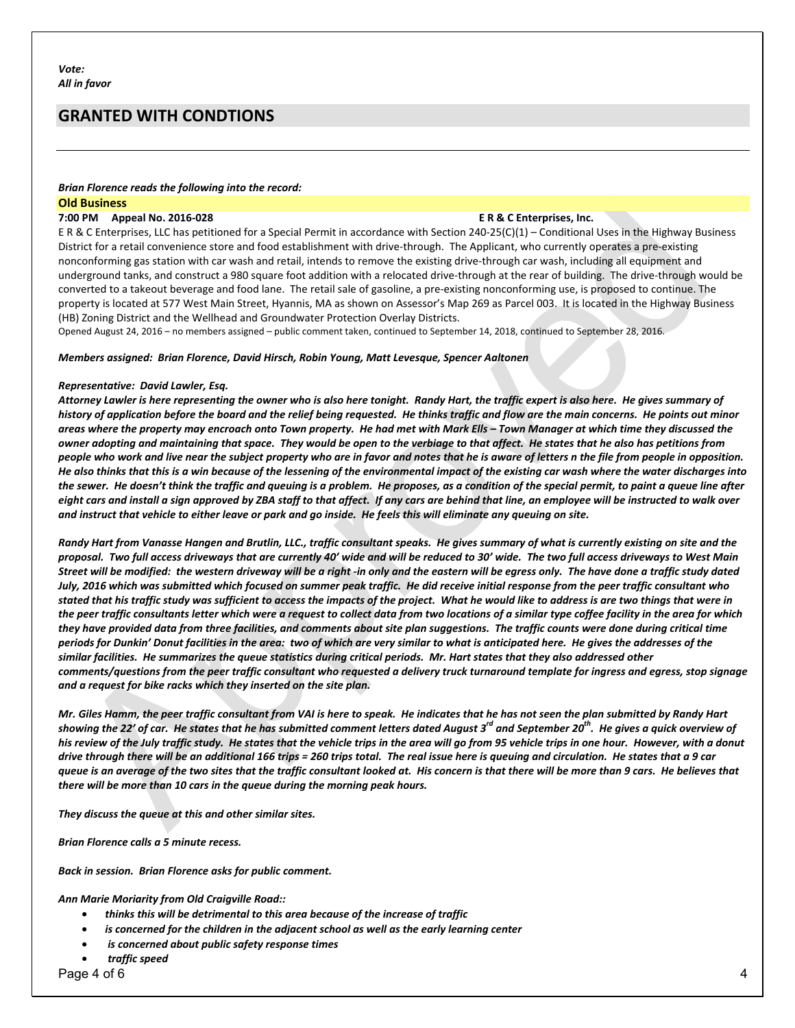*Vote:*
*All in favor*

## GRANTED WITH CONDTIONS

---

***Brian Florence reads the following into the record:***

**Old Business**

**7:00 PM Appeal No. 2016-028 E R & C Enterprises, Inc.**

E R & C Enterprises, LLC has petitioned for a Special Permit in accordance with Section 240-25(C)(1) – Conditional Uses in the Highway Business District for a retail convenience store and food establishment with drive-through. The Applicant, who currently operates a pre-existing nonconforming gas station with car wash and retail, intends to remove the existing drive-through car wash, including all equipment and underground tanks, and construct a 980 square foot addition with a relocated drive-through at the rear of building. The drive-through would be converted to a takeout beverage and food lane. The retail sale of gasoline, a pre-existing nonconforming use, is proposed to continue. The property is located at 577 West Main Street, Hyannis, MA as shown on Assessor's Map 269 as Parcel 003. It is located in the Highway Business (HB) Zoning District and the Wellhead and Groundwater Protection Overlay Districts.

Opened August 24, 2016 – no members assigned – public comment taken, continued to September 14, 2018, continued to September 28, 2016.

***Members assigned: Brian Florence, David Hirsch, Robin Young, Matt Levesque, Spencer Aaltonen***

***Representative: David Lawler, Esq.***

***Attorney Lawler is here representing the owner who is also here tonight. Randy Hart, the traffic expert is also here. He gives summary of history of application before the board and the relief being requested. He thinks traffic and flow are the main concerns. He points out minor areas where the property may encroach onto Town property. He had met with Mark Ells – Town Manager at which time they discussed the owner adopting and maintaining that space. They would be open to the verbiage to that affect. He states that he also has petitions from people who work and live near the subject property who are in favor and notes that he is aware of letters n the file from people in opposition. He also thinks that this is a win because of the lessening of the environmental impact of the existing car wash where the water discharges into the sewer. He doesn't think the traffic and queuing is a problem. He proposes, as a condition of the special permit, to paint a queue line after eight cars and install a sign approved by ZBA staff to that affect. If any cars are behind that line, an employee will be instructed to walk over and instruct that vehicle to either leave or park and go inside. He feels this will eliminate any queuing on site.***

***Randy Hart from Vanasse Hangen and Brutlin, LLC., traffic consultant speaks. He gives summary of what is currently existing on site and the proposal. Two full access driveways that are currently 40' wide and will be reduced to 30' wide. The two full access driveways to West Main Street will be modified: the western driveway will be a right -in only and the eastern will be egress only. The have done a traffic study dated July, 2016 which was submitted which focused on summer peak traffic. He did receive initial response from the peer traffic consultant who stated that his traffic study was sufficient to access the impacts of the project. What he would like to address is are two things that were in the peer traffic consultants letter which were a request to collect data from two locations of a similar type coffee facility in the area for which they have provided data from three facilities, and comments about site plan suggestions. The traffic counts were done during critical time periods for Dunkin' Donut facilities in the area: two of which are very similar to what is anticipated here. He gives the addresses of the similar facilities. He summarizes the queue statistics during critical periods. Mr. Hart states that they also addressed other comments/questions from the peer traffic consultant who requested a delivery truck turnaround template for ingress and egress, stop signage and a request for bike racks which they inserted on the site plan.***

***Mr. Giles Hamm, the peer traffic consultant from VAI is here to speak. He indicates that he has not seen the plan submitted by Randy Hart showing the 22' of car. He states that he has submitted comment letters dated August 3rd and September 20th. He gives a quick overview of his review of the July traffic study. He states that the vehicle trips in the area will go from 95 vehicle trips in one hour. However, with a donut drive through there will be an additional 166 trips = 260 trips total. The real issue here is queuing and circulation. He states that a 9 car queue is an average of the two sites that the traffic consultant looked at. His concern is that there will be more than 9 cars. He believes that there will be more than 10 cars in the queue during the morning peak hours.***

***They discuss the queue at this and other similar sites.***

***Brian Florence calls a 5 minute recess.***

***Back in session. Brian Florence asks for public comment.***

***Ann Marie Moriarity from Old Craigville Road::***

- ***thinks this will be detrimental to this area because of the increase of traffic***
- ***is concerned for the children in the adjacent school as well as the early learning center***
- ***is concerned about public safety response times***
- ***traffic speed***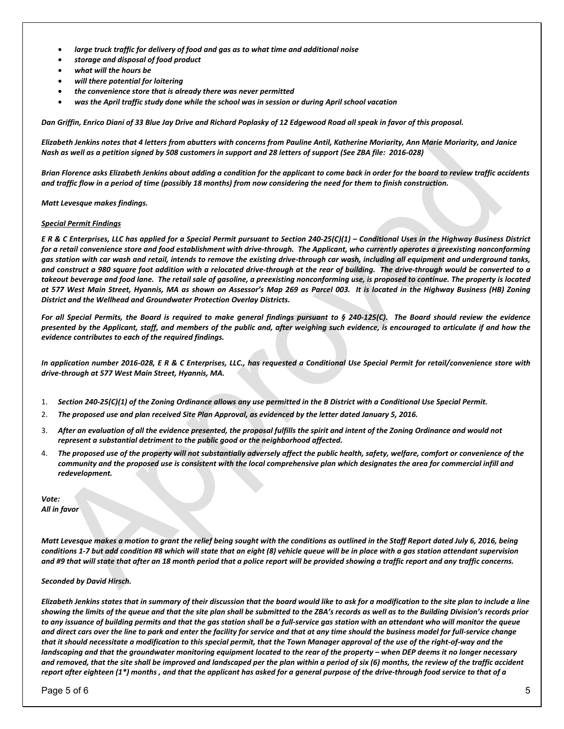- *large truck traffic for delivery of food and gas as to what time and additional noise*
- *storage and disposal of food product*
- *what will the hours be*
- *will there potential for loitering*
- *the convenience store that is already there was never permitted*
- *was the April traffic study done while the school was in session or during April school vacation*

*Dan Griffin, Enrico Diani of 33 Blue Jay Drive and Richard Poplasky of 12 Edgewood Road all speak in favor of this proposal.*

*Elizabeth Jenkins notes that 4 letters from abutters with concerns from Pauline Antil, Katherine Moriarity, Ann Marie Moriarity, and Janice Nash as well as a petition signed by 508 customers in support and 28 letters of support (See ZBA file: 2016-028)*

*Brian Florence asks Elizabeth Jenkins about adding a condition for the applicant to come back in order for the board to review traffic accidents and traffic flow in a period of time (possibly 18 months) from now considering the need for them to finish construction.*

*Matt Levesque makes findings.*

***Special Permit Findings***

*E R & C Enterprises, LLC has applied for a Special Permit pursuant to Section 240-25(C)(1) – Conditional Uses in the Highway Business District for a retail convenience store and food establishment with drive-through. The Applicant, who currently operates a preexisting nonconforming gas station with car wash and retail, intends to remove the existing drive-through car wash, including all equipment and underground tanks, and construct a 980 square foot addition with a relocated drive-through at the rear of building. The drive-through would be converted to a takeout beverage and food lane. The retail sale of gasoline, a preexisting nonconforming use, is proposed to continue. The property is located at 577 West Main Street, Hyannis, MA as shown on Assessor's Map 269 as Parcel 003. It is located in the Highway Business (HB) Zoning District and the Wellhead and Groundwater Protection Overlay Districts.*

*For all Special Permits, the Board is required to make general findings pursuant to § 240-125(C). The Board should review the evidence presented by the Applicant, staff, and members of the public and, after weighing such evidence, is encouraged to articulate if and how the evidence contributes to each of the required findings.*

*In application number 2016-028, E R & C Enterprises, LLC., has requested a Conditional Use Special Permit for retail/convenience store with drive-through at 577 West Main Street, Hyannis, MA.*

1. ***Section 240-25(C)(1) of the Zoning Ordinance allows any use permitted in the B District with a Conditional Use Special Permit.***
2. ***The proposed use and plan received Site Plan Approval, as evidenced by the letter dated January 5, 2016.***
3. ***After an evaluation of all the evidence presented, the proposal fulfills the spirit and intent of the Zoning Ordinance and would not represent a substantial detriment to the public good or the neighborhood affected.***
4. ***The proposed use of the property will not substantially adversely affect the public health, safety, welfare, comfort or convenience of the community and the proposed use is consistent with the local comprehensive plan which designates the area for commercial infill and redevelopment.***

*Vote:*
*All in favor*

*Matt Levesque makes a motion to grant the relief being sought with the conditions as outlined in the Staff Report dated July 6, 2016, being conditions 1-7 but add condition #8 which will state that an eight (8) vehicle queue will be in place with a gas station attendant supervision and #9 that will state that after an 18 month period that a police report will be provided showing a traffic report and any traffic concerns.*

*Seconded by David Hirsch.*

*Elizabeth Jenkins states that in summary of their discussion that the board would like to ask for a modification to the site plan to include a line showing the limits of the queue and that the site plan shall be submitted to the ZBA's records as well as to the Building Division's records prior to any issuance of building permits and that the gas station shall be a full-service gas station with an attendant who will monitor the queue and direct cars over the line to park and enter the facility for service and that at any time should the business model for full-service change that it should necessitate a modification to this special permit, that the Town Manager approval of the use of the right-of-way and the landscaping and that the groundwater monitoring equipment located to the rear of the property – when DEP deems it no longer necessary and removed, that the site shall be improved and landscaped per the plan within a period of six (6) months, the review of the traffic accident report after eighteen (1*) months , and that the applicant has asked for a general purpose of the drive-through food service to that of a*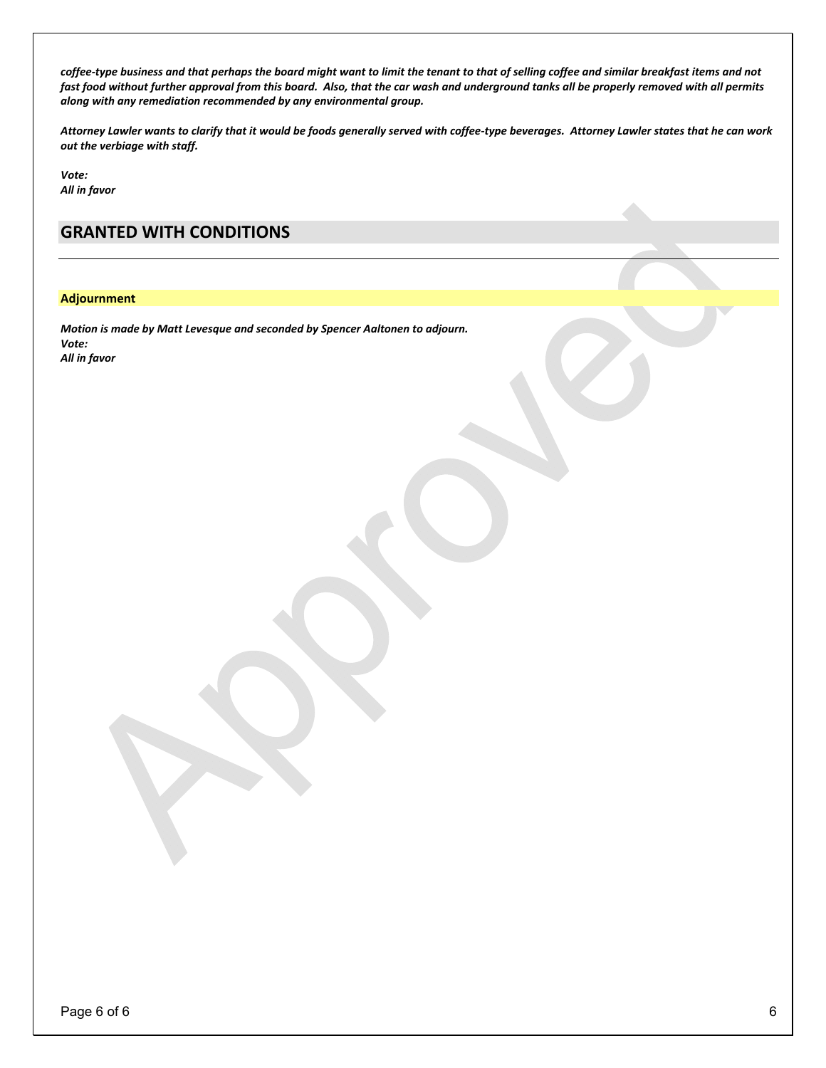*coffee-type business and that perhaps the board might want to limit the tenant to that of selling coffee and similar breakfast items and not fast food without further approval from this board. Also, that the car wash and underground tanks all be properly removed with all permits along with any remediation recommended by any environmental group.*

*Attorney Lawler wants to clarify that it would be foods generally served with coffee-type beverages. Attorney Lawler states that he can work out the verbiage with staff.*

***Vote:***
***All in favor***

## GRANTED WITH CONDITIONS

---

**Adjournment**

***Motion is made by Matt Levesque and seconded by Spencer Aaltonen to adjourn.***
***Vote:***
***All in favor***